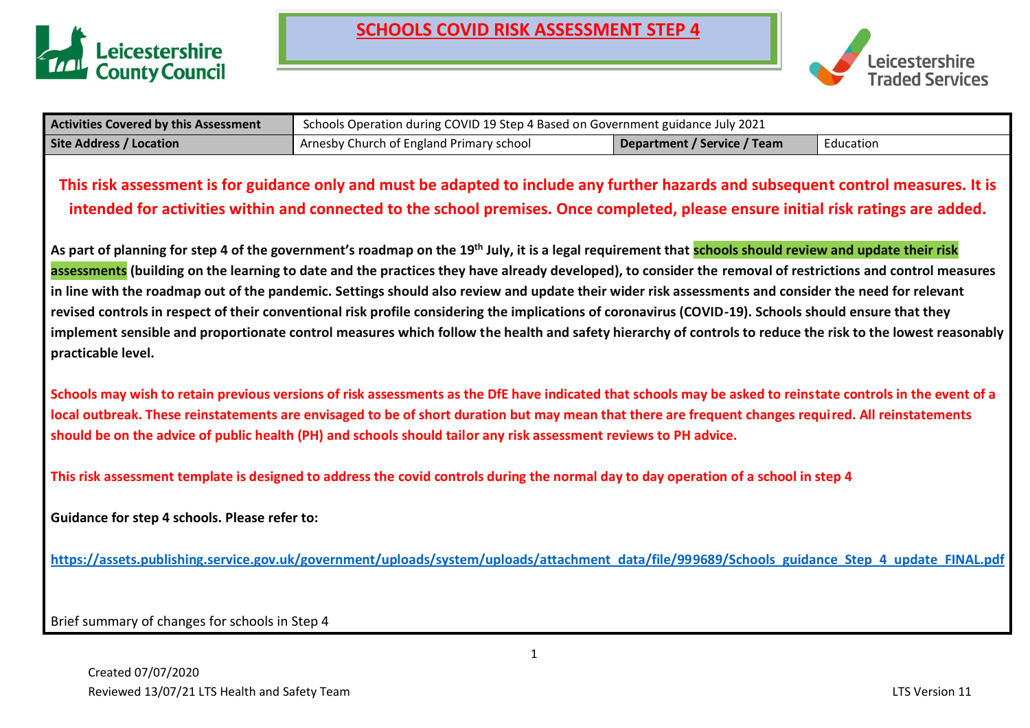# SCHOOLS COVID RISK ASSESSMENT STEP 4

| Activities Covered by this Assessment | Schools Operation during COVID 19 Step 4 Based on Government guidance July 2021 | | |
|---|---|---|---|
| Site Address / Location | Arnesby Church of England Primary school | Department / Service / Team | Education |

**This risk assessment is for guidance only and must be adapted to include any further hazards and subsequent control measures. It is intended for activities within and connected to the school premises. Once completed, please ensure initial risk ratings are added.**

**As part of planning for step 4 of the government's roadmap on the 19th July, it is a legal requirement that schools should review and update their risk assessments (building on the learning to date and the practices they have already developed), to consider the removal of restrictions and control measures in line with the roadmap out of the pandemic. Settings should also review and update their wider risk assessments and consider the need for relevant revised controls in respect of their conventional risk profile considering the implications of coronavirus (COVID-19). Schools should ensure that they implement sensible and proportionate control measures which follow the health and safety hierarchy of controls to reduce the risk to the lowest reasonably practicable level.**

**Schools may wish to retain previous versions of risk assessments as the DfE have indicated that schools may be asked to reinstate controls in the event of a local outbreak. These reinstatements are envisaged to be of short duration but may mean that there are frequent changes required. All reinstatements should be on the advice of public health (PH) and schools should tailor any risk assessment reviews to PH advice.**

**This risk assessment template is designed to address the covid controls during the normal day to day operation of a school in step 4**

**Guidance for step 4 schools. Please refer to:**

**https://assets.publishing.service.gov.uk/government/uploads/system/uploads/attachment_data/file/999689/Schools_guidance_Step_4_update_FINAL.pdf**

Brief summary of changes for schools in Step 4

Created 07/07/2020
Reviewed 13/07/21 LTS Health and Safety Team

LTS Version 11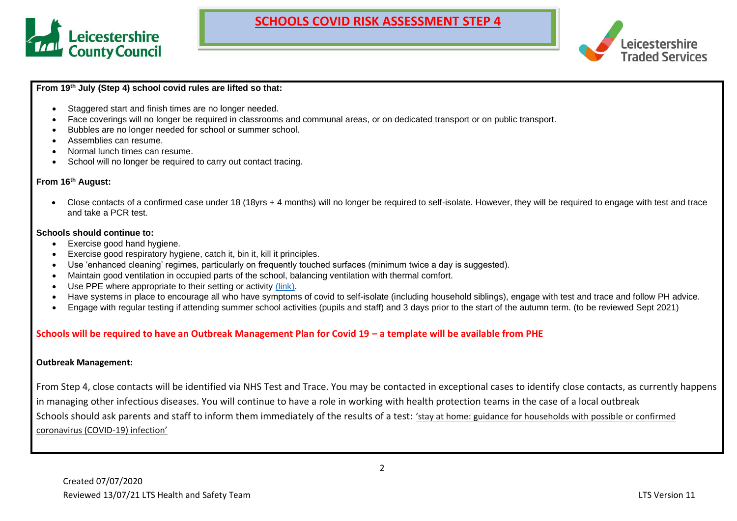# SCHOOLS COVID RISK ASSESSMENT STEP 4

**From 19th July (Step 4) school covid rules are lifted so that:**

- Staggered start and finish times are no longer needed.
- Face coverings will no longer be required in classrooms and communal areas, or on dedicated transport or on public transport.
- Bubbles are no longer needed for school or summer school.
- Assemblies can resume.
- Normal lunch times can resume.
- School will no longer be required to carry out contact tracing.

**From 16th August:**

- Close contacts of a confirmed case under 18 (18yrs + 4 months) will no longer be required to self-isolate. However, they will be required to engage with test and trace and take a PCR test.

**Schools should continue to:**

- Exercise good hand hygiene.
- Exercise good respiratory hygiene, catch it, bin it, kill it principles.
- Use 'enhanced cleaning' regimes, particularly on frequently touched surfaces (minimum twice a day is suggested).
- Maintain good ventilation in occupied parts of the school, balancing ventilation with thermal comfort.
- Use PPE where appropriate to their setting or activity (link).
- Have systems in place to encourage all who have symptoms of covid to self-isolate (including household siblings), engage with test and trace and follow PH advice.
- Engage with regular testing if attending summer school activities (pupils and staff) and 3 days prior to the start of the autumn term. (to be reviewed Sept 2021)

**Schools will be required to have an Outbreak Management Plan for Covid 19 – a template will be available from PHE**

**Outbreak Management:**

From Step 4, close contacts will be identified via NHS Test and Trace. You may be contacted in exceptional cases to identify close contacts, as currently happens in managing other infectious diseases. You will continue to have a role in working with health protection teams in the case of a local outbreak

Schools should ask parents and staff to inform them immediately of the results of a test: 'stay at home: guidance for households with possible or confirmed coronavirus (COVID-19) infection'

Created 07/07/2020

Reviewed 13/07/21 LTS Health and Safety Team

LTS Version 11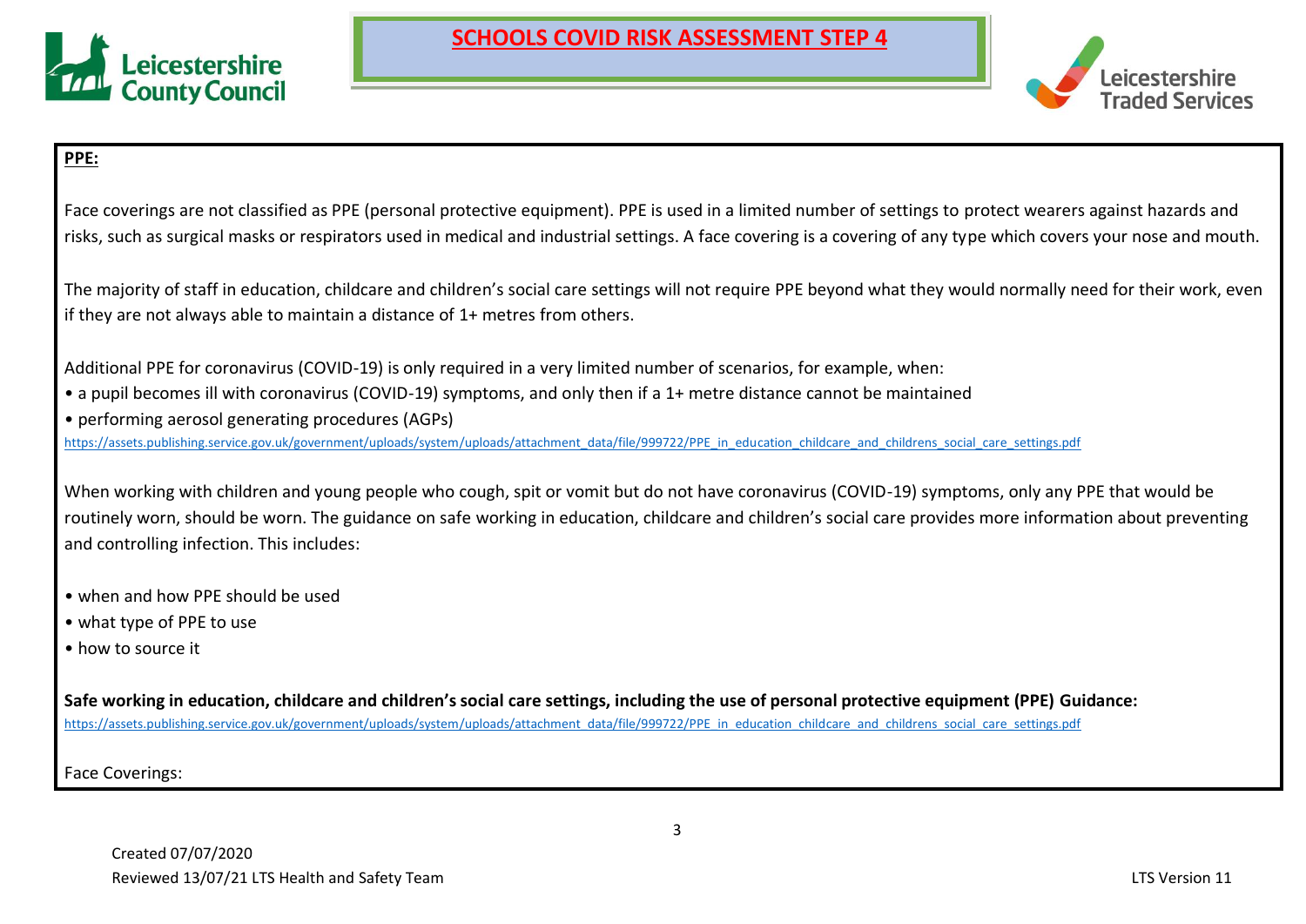**PPE:**

Face coverings are not classified as PPE (personal protective equipment). PPE is used in a limited number of settings to protect wearers against hazards and risks, such as surgical masks or respirators used in medical and industrial settings. A face covering is a covering of any type which covers your nose and mouth.

The majority of staff in education, childcare and children's social care settings will not require PPE beyond what they would normally need for their work, even if they are not always able to maintain a distance of 1+ metres from others.

Additional PPE for coronavirus (COVID-19) is only required in a very limited number of scenarios, for example, when:

- a pupil becomes ill with coronavirus (COVID-19) symptoms, and only then if a 1+ metre distance cannot be maintained
- performing aerosol generating procedures (AGPs)

https://assets.publishing.service.gov.uk/government/uploads/system/uploads/attachment_data/file/999722/PPE_in_education_childcare_and_childrens_social_care_settings.pdf

When working with children and young people who cough, spit or vomit but do not have coronavirus (COVID-19) symptoms, only any PPE that would be routinely worn, should be worn. The guidance on safe working in education, childcare and children's social care provides more information about preventing and controlling infection. This includes:

- when and how PPE should be used
- what type of PPE to use
- how to source it

**Safe working in education, childcare and children's social care settings, including the use of personal protective equipment (PPE) Guidance:**
https://assets.publishing.service.gov.uk/government/uploads/system/uploads/attachment_data/file/999722/PPE_in_education_childcare_and_childrens_social_care_settings.pdf

Face Coverings: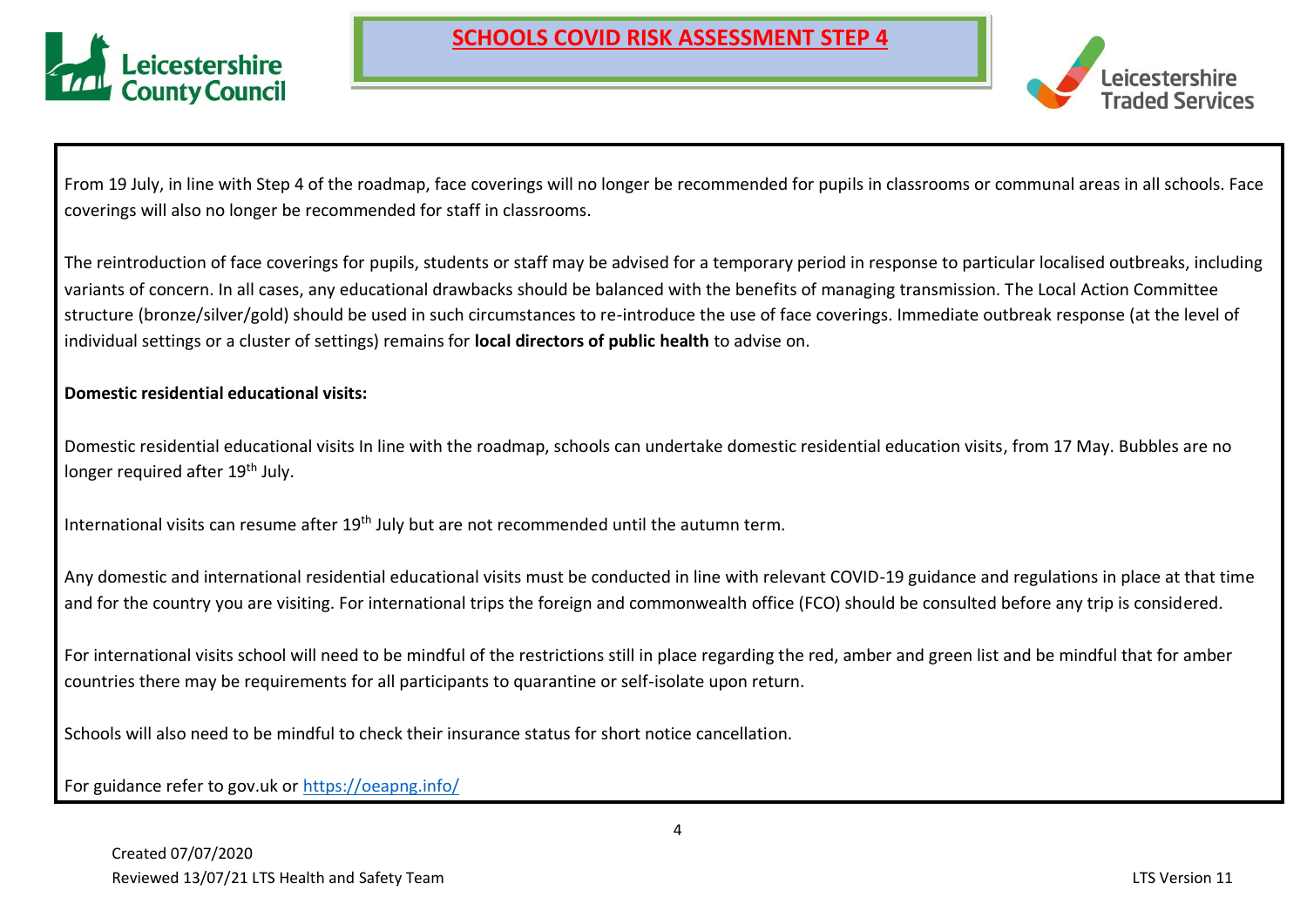From 19 July, in line with Step 4 of the roadmap, face coverings will no longer be recommended for pupils in classrooms or communal areas in all schools. Face coverings will also no longer be recommended for staff in classrooms.

The reintroduction of face coverings for pupils, students or staff may be advised for a temporary period in response to particular localised outbreaks, including variants of concern. In all cases, any educational drawbacks should be balanced with the benefits of managing transmission. The Local Action Committee structure (bronze/silver/gold) should be used in such circumstances to re-introduce the use of face coverings. Immediate outbreak response (at the level of individual settings or a cluster of settings) remains for **local directors of public health** to advise on.

**Domestic residential educational visits:**

Domestic residential educational visits In line with the roadmap, schools can undertake domestic residential education visits, from 17 May. Bubbles are no longer required after 19th July.

International visits can resume after 19th July but are not recommended until the autumn term.

Any domestic and international residential educational visits must be conducted in line with relevant COVID-19 guidance and regulations in place at that time and for the country you are visiting. For international trips the foreign and commonwealth office (FCO) should be consulted before any trip is considered.

For international visits school will need to be mindful of the restrictions still in place regarding the red, amber and green list and be mindful that for amber countries there may be requirements for all participants to quarantine or self-isolate upon return.

Schools will also need to be mindful to check their insurance status for short notice cancellation.

For guidance refer to gov.uk or https://oeapng.info/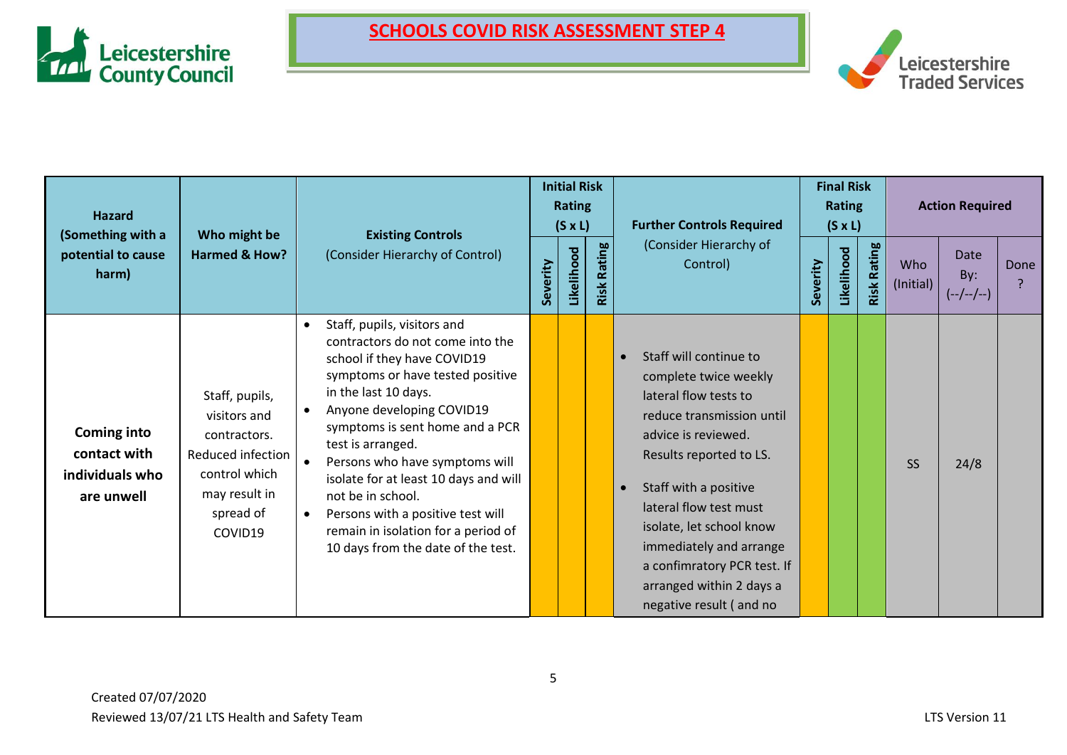# SCHOOLS COVID RISK ASSESSMENT STEP 4

| Hazard (Something with a potential to cause harm) | Who might be Harmed & How? | Existing Controls (Consider Hierarchy of Control) | Initial Risk Rating (S x L) | | | Further Controls Required (Consider Hierarchy of Control) | Final Risk Rating (S x L) | | | Action Required | | |
|---|---|---|---|---|---|---|---|---|---|---|---|---|
| | | | Severity | Likelihood | Risk Rating | | Severity | Likelihood | Risk Rating | Who (Initial) | Date By: (--/--/--) | Done ? |
| **Coming into contact with individuals who are unwell** | Staff, pupils, visitors and contractors. Reduced infection control which may result in spread of COVID19 | • Staff, pupils, visitors and contractors do not come into the school if they have COVID19 symptoms or have tested positive in the last 10 days.<br>• Anyone developing COVID19 symptoms is sent home and a PCR test is arranged.<br>• Persons who have symptoms will isolate for at least 10 days and will not be in school.<br>• Persons with a positive test will remain in isolation for a period of 10 days from the date of the test. | | | | • Staff will continue to complete twice weekly lateral flow tests to reduce transmission until advice is reviewed. Results reported to LS.<br>• Staff with a positive lateral flow test must isolate, let school know immediately and arrange a confimratory PCR test. If arranged within 2 days a negative result ( and no | | | | SS | 24/8 | |

Created 07/07/2020
Reviewed 13/07/21 LTS Health and Safety Team

LTS Version 11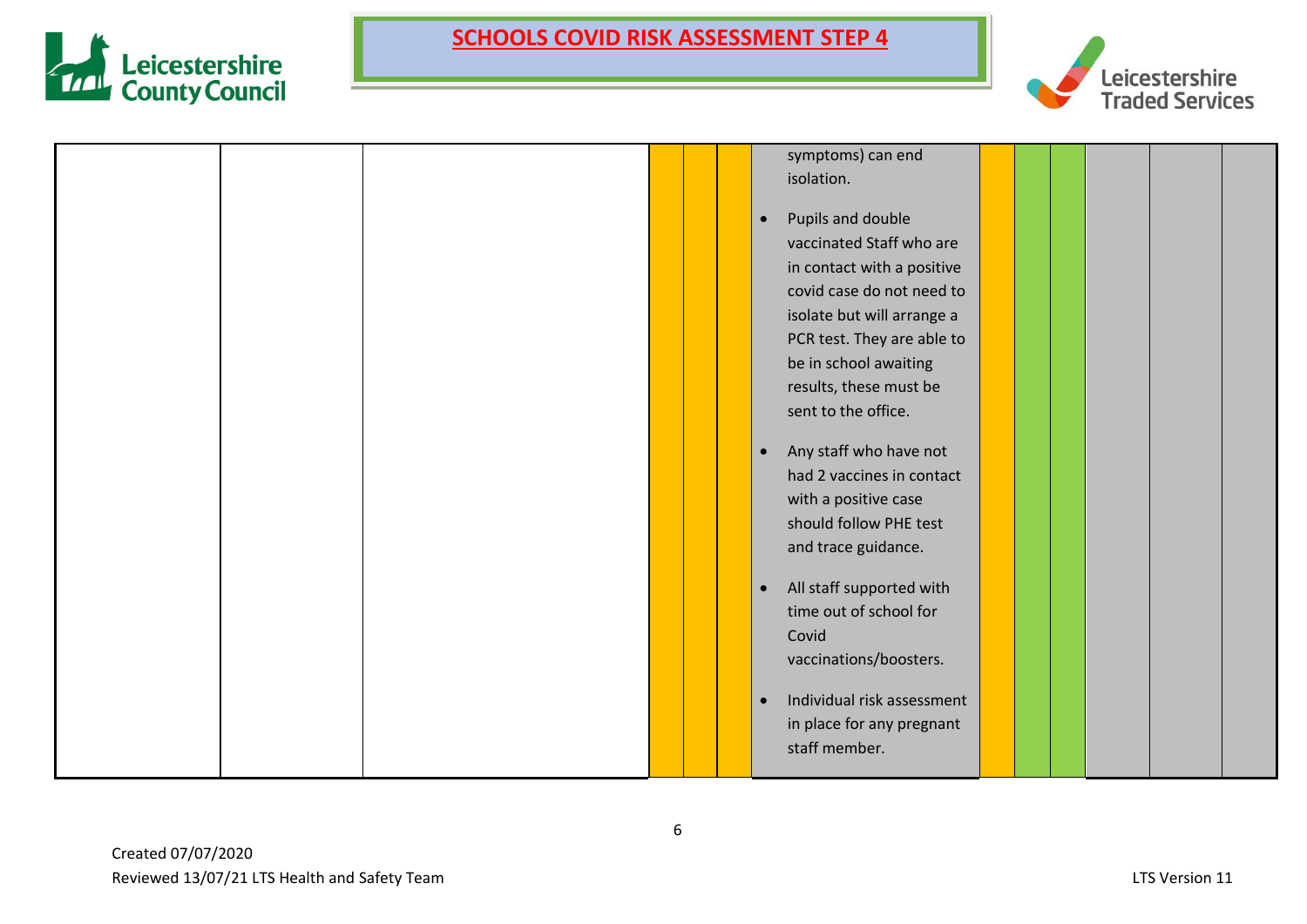| | | | | | | | | | | | | |
|---|---|---|---|---|---|---|---|---|---|---|---|---|
| | | | | | | symptoms) can end isolation.<br><br>• Pupils and double vaccinated Staff who are in contact with a positive covid case do not need to isolate but will arrange a PCR test. They are able to be in school awaiting results, these must be sent to the office.<br><br>• Any staff who have not had 2 vaccines in contact with a positive case should follow PHE test and trace guidance.<br><br>• All staff supported with time out of school for Covid vaccinations/boosters.<br><br>• Individual risk assessment in place for any pregnant staff member. | | | | | | |

Created 07/07/2020
Reviewed 13/07/21 LTS Health and Safety Team
LTS Version 11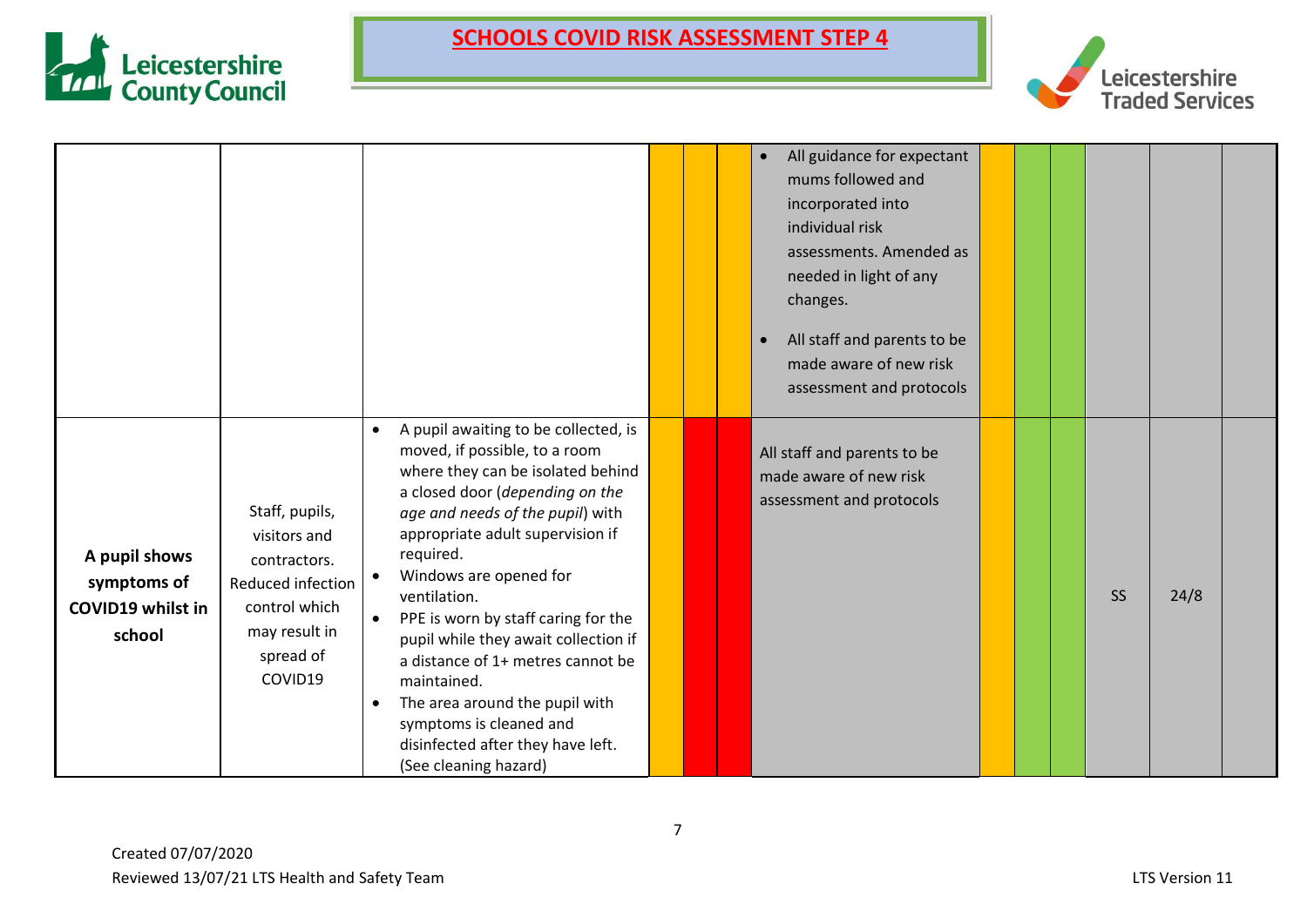# SCHOOLS COVID RISK ASSESSMENT STEP 4

| | | | | | | | | | | | | |
|---|---|---|---|---|---|---|---|---|---|---|---|---|
| | | | | | | • All guidance for expectant mums followed and incorporated into individual risk assessments. Amended as needed in light of any changes.<br>• All staff and parents to be made aware of new risk assessment and protocols | | | | | | |
| **A pupil shows symptoms of COVID19 whilst in school** | Staff, pupils, visitors and contractors. Reduced infection control which may result in spread of COVID19 | • A pupil awaiting to be collected, is moved, if possible, to a room where they can be isolated behind a closed door (*depending on the age and needs of the pupil*) with appropriate adult supervision if required.<br>• Windows are opened for ventilation.<br>• PPE is worn by staff caring for the pupil while they await collection if a distance of 1+ metres cannot be maintained.<br>• The area around the pupil with symptoms is cleaned and disinfected after they have left. (See cleaning hazard) | | | | All staff and parents to be made aware of new risk assessment and protocols | | | | SS | 24/8 | |

Created 07/07/2020
Reviewed 13/07/21 LTS Health and Safety Team

LTS Version 11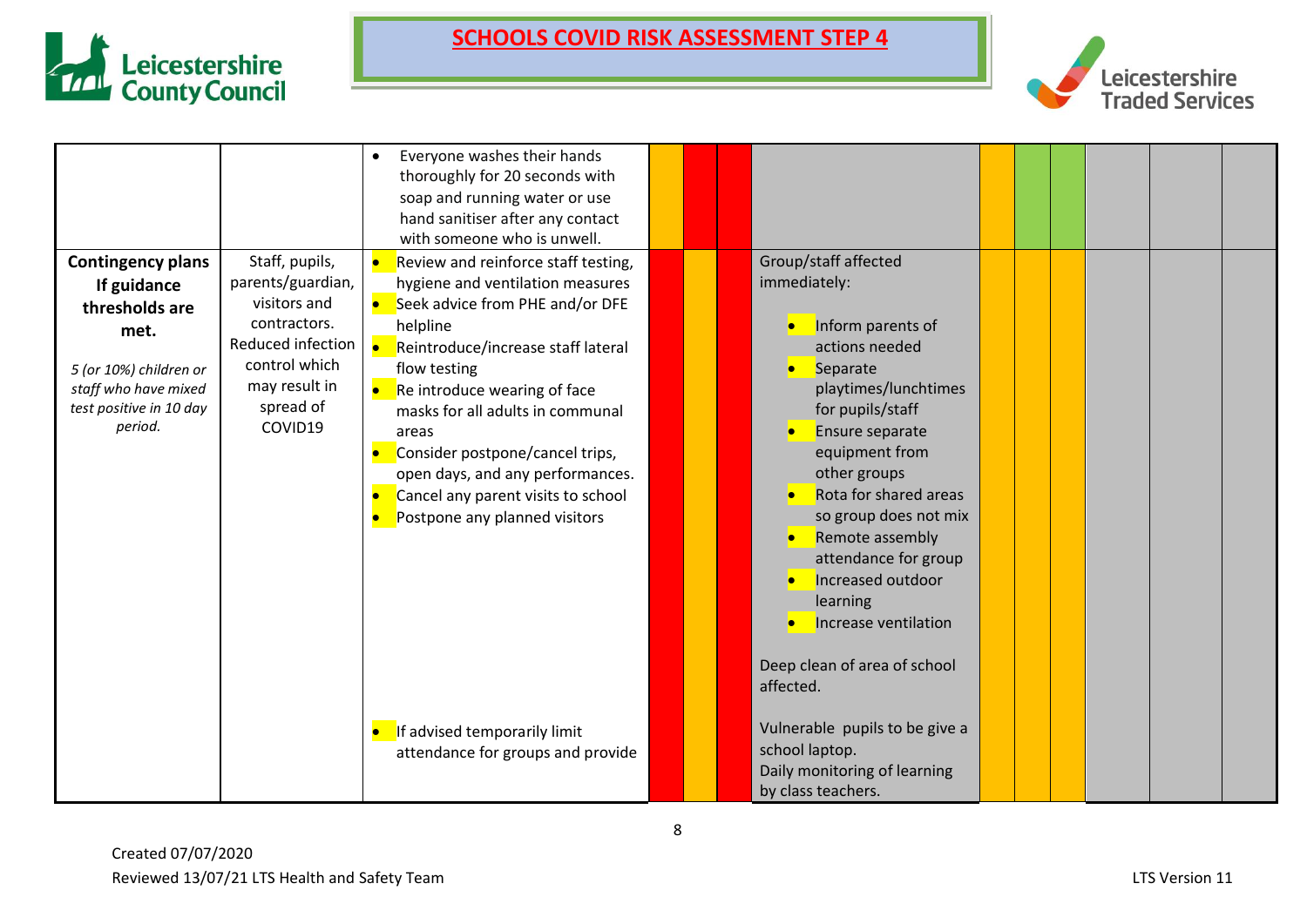# SCHOOLS COVID RISK ASSESSMENT STEP 4

| | | | | | | | | | | | | |
|---|---|---|---|---|---|---|---|---|---|---|---|---|
| | | • Everyone washes their hands thoroughly for 20 seconds with soap and running water or use hand sanitiser after any contact with someone who is unwell. | | | | | | | | | | |
| **Contingency plans If guidance thresholds are met.**<br><br>*5 (or 10%) children or staff who have mixed test positive in 10 day period.* | Staff, pupils, parents/guardian, visitors and contractors. Reduced infection control which may result in spread of COVID19 | • Review and reinforce staff testing, hygiene and ventilation measures<br>• Seek advice from PHE and/or DFE helpline<br>• Reintroduce/increase staff lateral flow testing<br>• Re introduce wearing of face masks for all adults in communal areas<br>• Consider postpone/cancel trips, open days, and any performances.<br>• Cancel any parent visits to school<br>• Postpone any planned visitors<br><br>• If advised temporarily limit attendance for groups and provide | | | | Group/staff affected immediately:<br><br>• Inform parents of actions needed<br>• Separate playtimes/lunchtimes for pupils/staff<br>• Ensure separate equipment from other groups<br>• Rota for shared areas so group does not mix<br>• Remote assembly attendance for group<br>• Increased outdoor learning<br>• Increase ventilation<br><br>Deep clean of area of school affected.<br><br>Vulnerable pupils to be give a school laptop.<br>Daily monitoring of learning by class teachers. | | | | | | |

Created 07/07/2020
Reviewed 13/07/21 LTS Health and Safety Team
LTS Version 11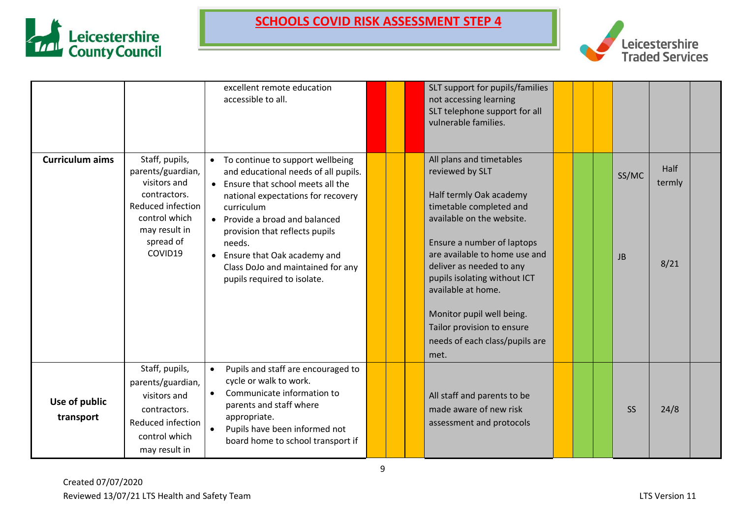# SCHOOLS COVID RISK ASSESSMENT STEP 4

| | | | | | | | | | | | | |
|---|---|---|---|---|---|---|---|---|---|---|---|---|
| | | excellent remote education accessible to all. | | | | SLT support for pupils/families not accessing learning<br>SLT telephone support for all vulnerable families. | | | | | | |
| **Curriculum aims** | Staff, pupils, parents/guardian, visitors and contractors. Reduced infection control which may result in spread of COVID19 | • To continue to support wellbeing and educational needs of all pupils.<br>• Ensure that school meets all the national expectations for recovery curriculum<br>• Provide a broad and balanced provision that reflects pupils needs.<br>• Ensure that Oak academy and Class DoJo and maintained for any pupils required to isolate. | | | | All plans and timetables reviewed by SLT<br><br>Half termly Oak academy timetable completed and available on the website.<br><br>Ensure a number of laptops are available to home use and deliver as needed to any pupils isolating without ICT available at home.<br><br>Monitor pupil well being. Tailor provision to ensure needs of each class/pupils are met. | | | | SS/MC<br><br>JB | Half termly<br><br>8/21 | |
| **Use of public transport** | Staff, pupils, parents/guardian, visitors and contractors. Reduced infection control which may result in | • Pupils and staff are encouraged to cycle or walk to work.<br>• Communicate information to parents and staff where appropriate.<br>• Pupils have been informed not board home to school transport if | | | | All staff and parents to be made aware of new risk assessment and protocols | | | | SS | 24/8 | |

Created 07/07/2020
Reviewed 13/07/21 LTS Health and Safety Team

LTS Version 11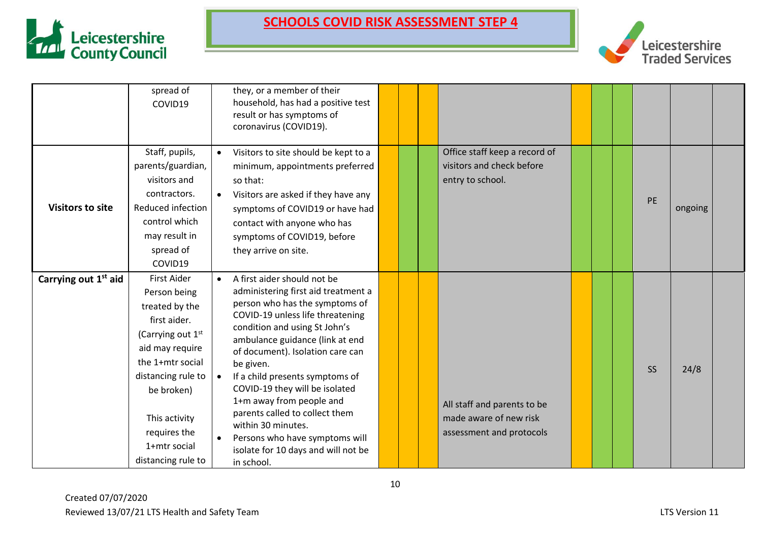# SCHOOLS COVID RISK ASSESSMENT STEP 4

| | | | | | | | | | | | | |
|---|---|---|---|---|---|---|---|---|---|---|---|---|
| | spread of COVID19 | they, or a member of their household, has had a positive test result or has symptoms of coronavirus (COVID19). | | | | | | | | | | |
| **Visitors to site** | Staff, pupils, parents/guardian, visitors and contractors. Reduced infection control which may result in spread of COVID19 | • Visitors to site should be kept to a minimum, appointments preferred so that:<br>• Visitors are asked if they have any symptoms of COVID19 or have had contact with anyone who has symptoms of COVID19, before they arrive on site. | | | | Office staff keep a record of visitors and check before entry to school. | | | | PE | ongoing | |
| **Carrying out 1st aid** | First Aider<br>Person being treated by the first aider.<br>(Carrying out 1st aid may require the 1+mtr social distancing rule to be broken)<br><br>This activity requires the 1+mtr social distancing rule to | • A first aider should not be administering first aid treatment a person who has the symptoms of COVID-19 unless life threatening condition and using St John's ambulance guidance (link at end of document). Isolation care can be given.<br>• If a child presents symptoms of COVID-19 they will be isolated 1+m away from people and parents called to collect them within 30 minutes.<br>• Persons who have symptoms will isolate for 10 days and will not be in school. | | | | All staff and parents to be made aware of new risk assessment and protocols | | | | SS | 24/8 | |

Created 07/07/2020
Reviewed 13/07/21 LTS Health and Safety Team

LTS Version 11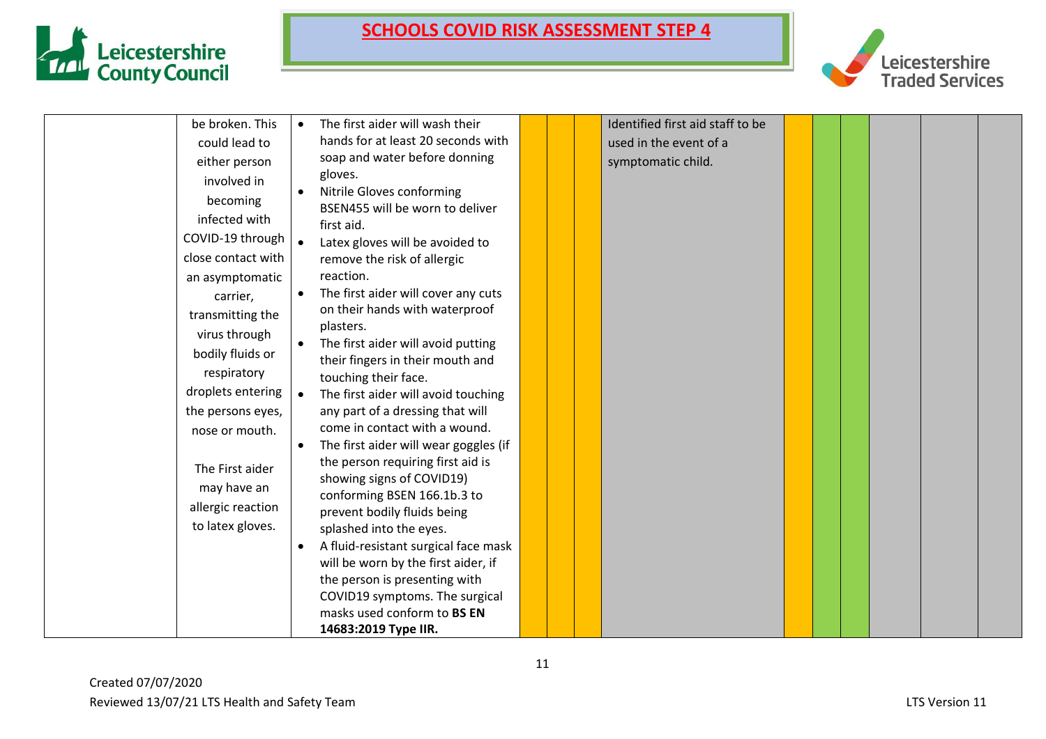# SCHOOLS COVID RISK ASSESSMENT STEP 4

| | | | | | | | | | | | | |
|---|---|---|---|---|---|---|---|---|---|---|---|---|
| | be broken. This could lead to either person involved in becoming infected with COVID-19 through close contact with an asymptomatic carrier, transmitting the virus through bodily fluids or respiratory droplets entering the persons eyes, nose or mouth.<br><br>The First aider may have an allergic reaction to latex gloves. | • The first aider will wash their hands for at least 20 seconds with soap and water before donning gloves.<br>• Nitrile Gloves conforming BSEN455 will be worn to deliver first aid.<br>• Latex gloves will be avoided to remove the risk of allergic reaction.<br>• The first aider will cover any cuts on their hands with waterproof plasters.<br>• The first aider will avoid putting their fingers in their mouth and touching their face.<br>• The first aider will avoid touching any part of a dressing that will come in contact with a wound.<br>• The first aider will wear goggles (if the person requiring first aid is showing signs of COVID19) conforming BSEN 166.1b.3 to prevent bodily fluids being splashed into the eyes.<br>• A fluid-resistant surgical face mask will be worn by the first aider, if the person is presenting with COVID19 symptoms. The surgical masks used conform to **BS EN 14683:2019 Type IIR.** | | | | Identified first aid staff to be used in the event of a symptomatic child. | | | | | | |

Created 07/07/2020
Reviewed 13/07/21 LTS Health and Safety Team
LTS Version 11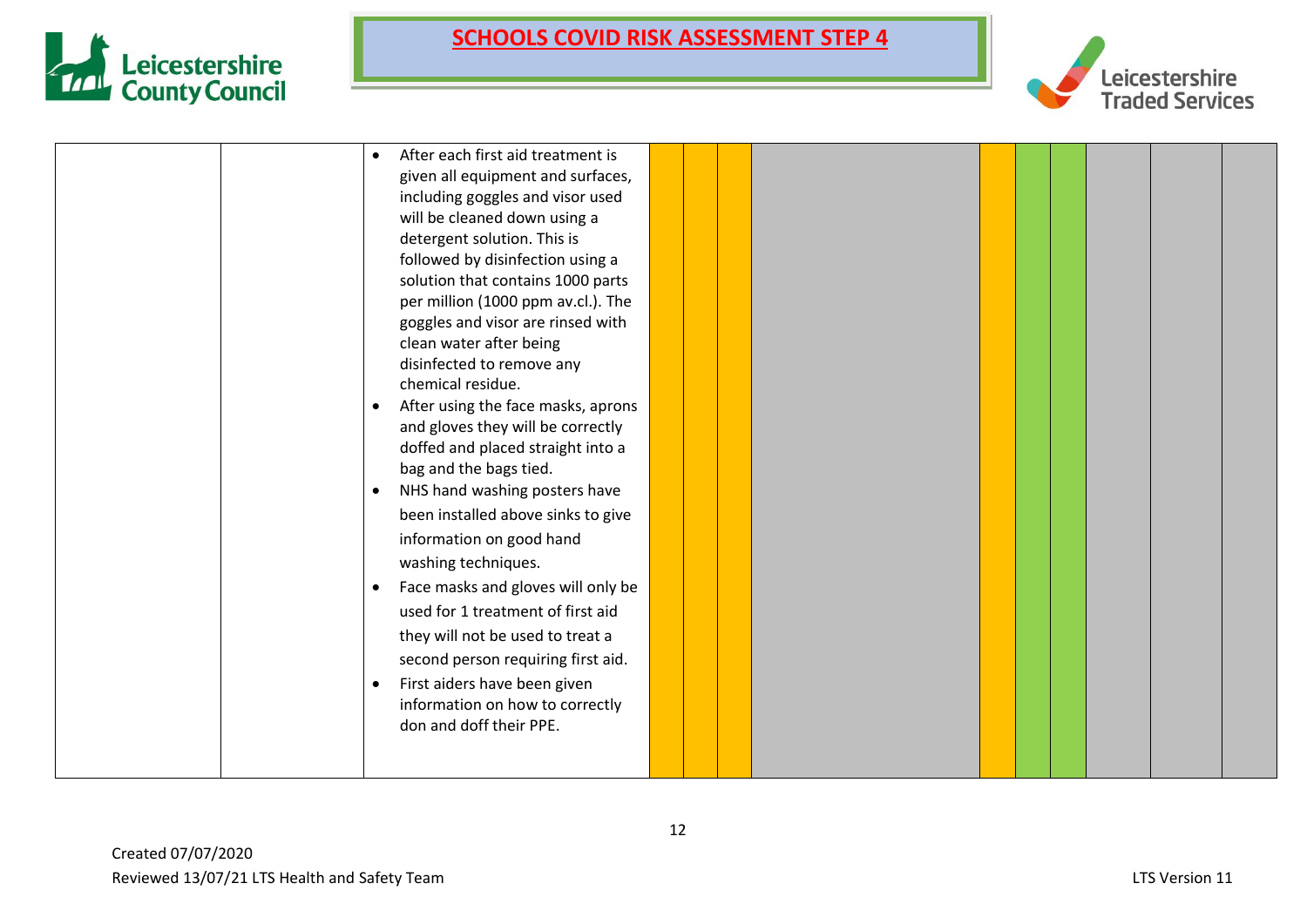# SCHOOLS COVID RISK ASSESSMENT STEP 4

| | | | | | | | | | | | | | |
|---|---|---|---|---|---|---|---|---|---|---|---|---|---|
| | | • After each first aid treatment is given all equipment and surfaces, including goggles and visor used will be cleaned down using a detergent solution. This is followed by disinfection using a solution that contains 1000 parts per million (1000 ppm av.cl.). The goggles and visor are rinsed with clean water after being disinfected to remove any chemical residue.<br>• After using the face masks, aprons and gloves they will be correctly doffed and placed straight into a bag and the bags tied.<br>• NHS hand washing posters have been installed above sinks to give information on good hand washing techniques.<br>• Face masks and gloves will only be used for 1 treatment of first aid they will not be used to treat a second person requiring first aid.<br>• First aiders have been given information on how to correctly don and doff their PPE. | | | | | | | | | | |

Created 07/07/2020
Reviewed 13/07/21 LTS Health and Safety Team
LTS Version 11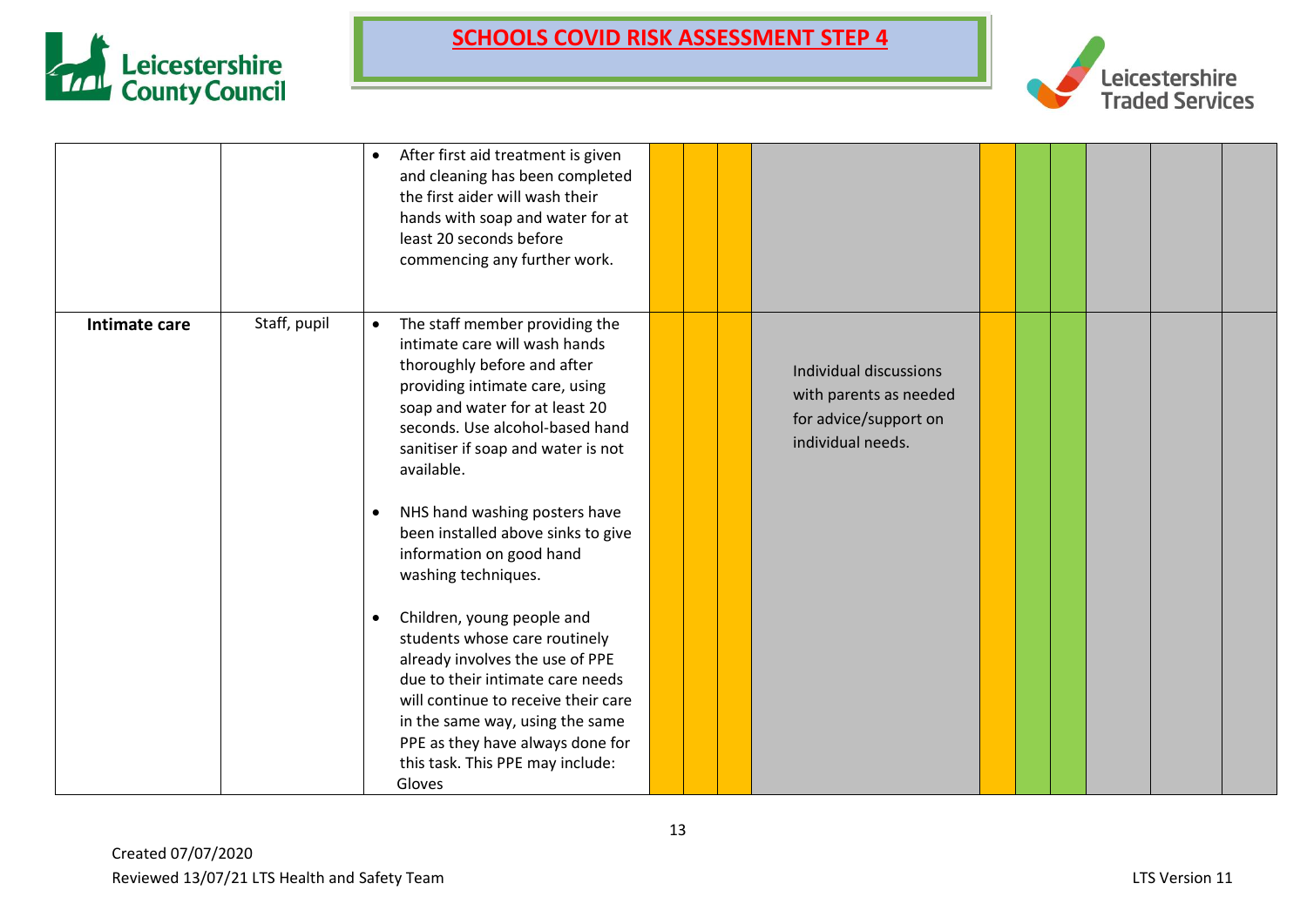# SCHOOLS COVID RISK ASSESSMENT STEP 4

| | | | | | | | | | | | | |
|---|---|---|---|---|---|---|---|---|---|---|---|---|
| | | • After first aid treatment is given and cleaning has been completed the first aider will wash their hands with soap and water for at least 20 seconds before commencing any further work. | | | | | | | | | | |
| **Intimate care** | Staff, pupil | • The staff member providing the intimate care will wash hands thoroughly before and after providing intimate care, using soap and water for at least 20 seconds. Use alcohol-based hand sanitiser if soap and water is not available.<br><br>• NHS hand washing posters have been installed above sinks to give information on good hand washing techniques.<br><br>• Children, young people and students whose care routinely already involves the use of PPE due to their intimate care needs will continue to receive their care in the same way, using the same PPE as they have always done for this task. This PPE may include:<br>Gloves | | | | Individual discussions with parents as needed for advice/support on individual needs. | | | | | | |

Created 07/07/2020
Reviewed 13/07/21 LTS Health and Safety Team
LTS Version 11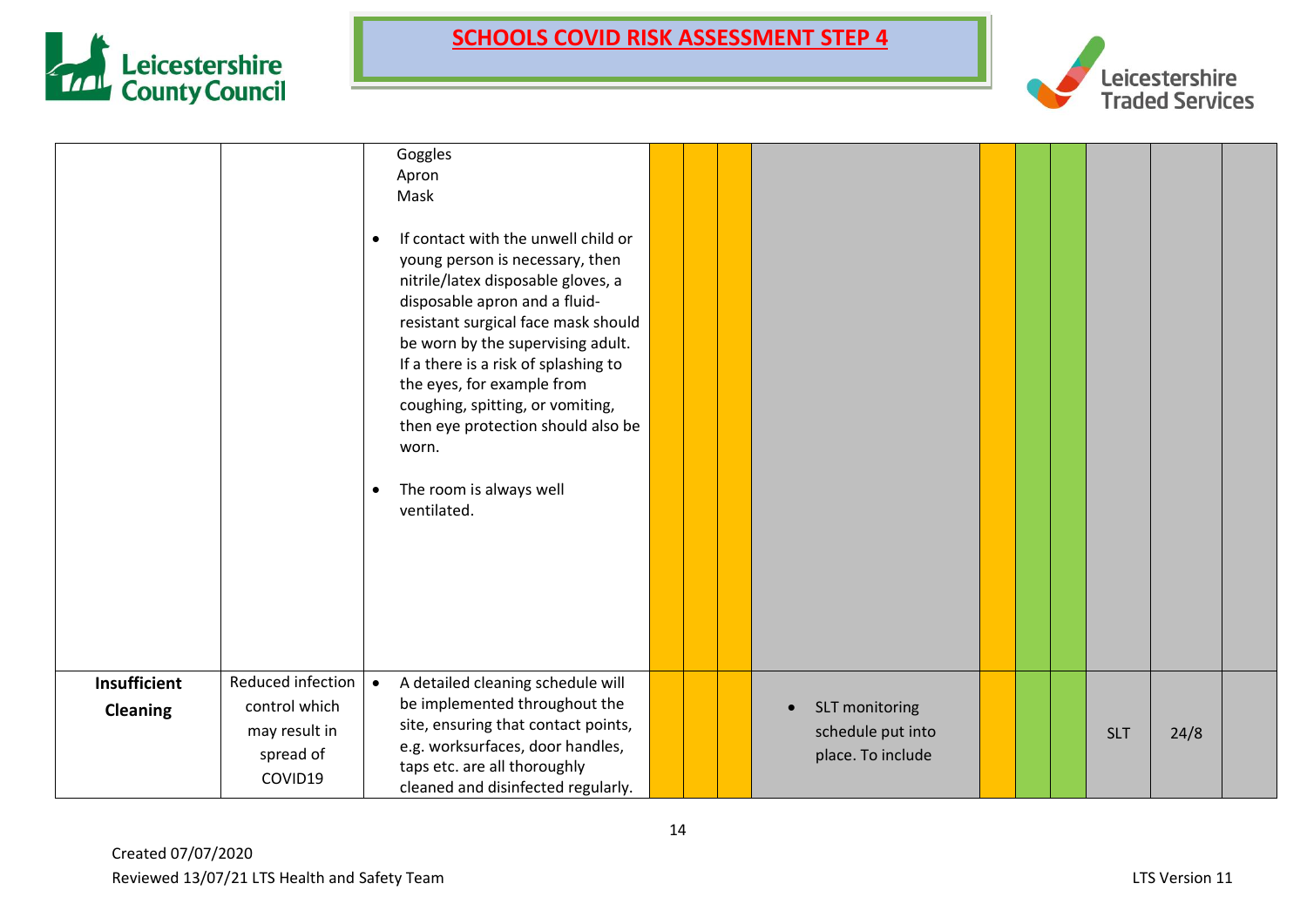| | | | | | | | | | | | | |
|---|---|---|---|---|---|---|---|---|---|---|---|---|
| | | Goggles<br>Apron<br>Mask<br><br>• If contact with the unwell child or young person is necessary, then nitrile/latex disposable gloves, a disposable apron and a fluid-resistant surgical face mask should be worn by the supervising adult. If a there is a risk of splashing to the eyes, for example from coughing, spitting, or vomiting, then eye protection should also be worn.<br><br>• The room is always well ventilated. | | | | | | | | | | |
| **Insufficient Cleaning** | Reduced infection control which may result in spread of COVID19 | • A detailed cleaning schedule will be implemented throughout the site, ensuring that contact points, e.g. worksurfaces, door handles, taps etc. are all thoroughly cleaned and disinfected regularly. | | | | • SLT monitoring schedule put into place. To include | | | | SLT | 24/8 | |

Created 07/07/2020
Reviewed 13/07/21 LTS Health and Safety Team

LTS Version 11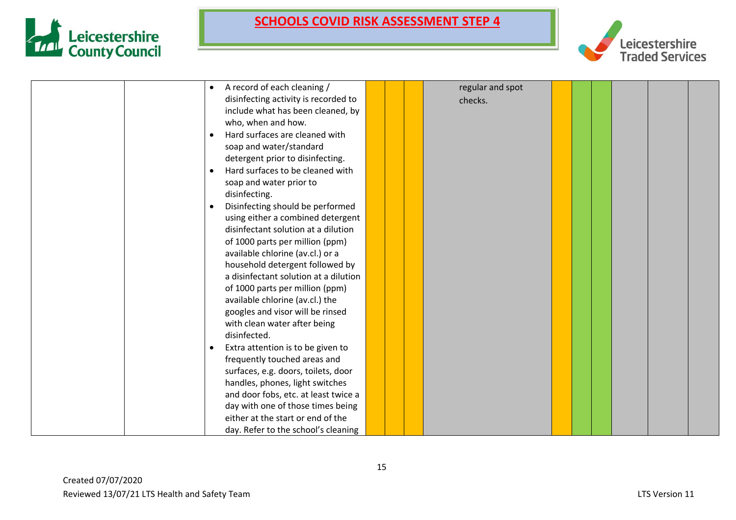| | | | | | | | | | | | | |
|---|---|---|---|---|---|---|---|---|---|---|---|---|
| | | • A record of each cleaning / disinfecting activity is recorded to include what has been cleaned, by who, when and how.<br>• Hard surfaces are cleaned with soap and water/standard detergent prior to disinfecting.<br>• Hard surfaces to be cleaned with soap and water prior to disinfecting.<br>• Disinfecting should be performed using either a combined detergent disinfectant solution at a dilution of 1000 parts per million (ppm) available chlorine (av.cl.) or a household detergent followed by a disinfectant solution at a dilution of 1000 parts per million (ppm) available chlorine (av.cl.) the googles and visor will be rinsed with clean water after being disinfected.<br>• Extra attention is to be given to frequently touched areas and surfaces, e.g. doors, toilets, door handles, phones, light switches and door fobs, etc. at least twice a day with one of those times being either at the start or end of the day. Refer to the school's cleaning | | | | regular and spot checks. | | | | | | |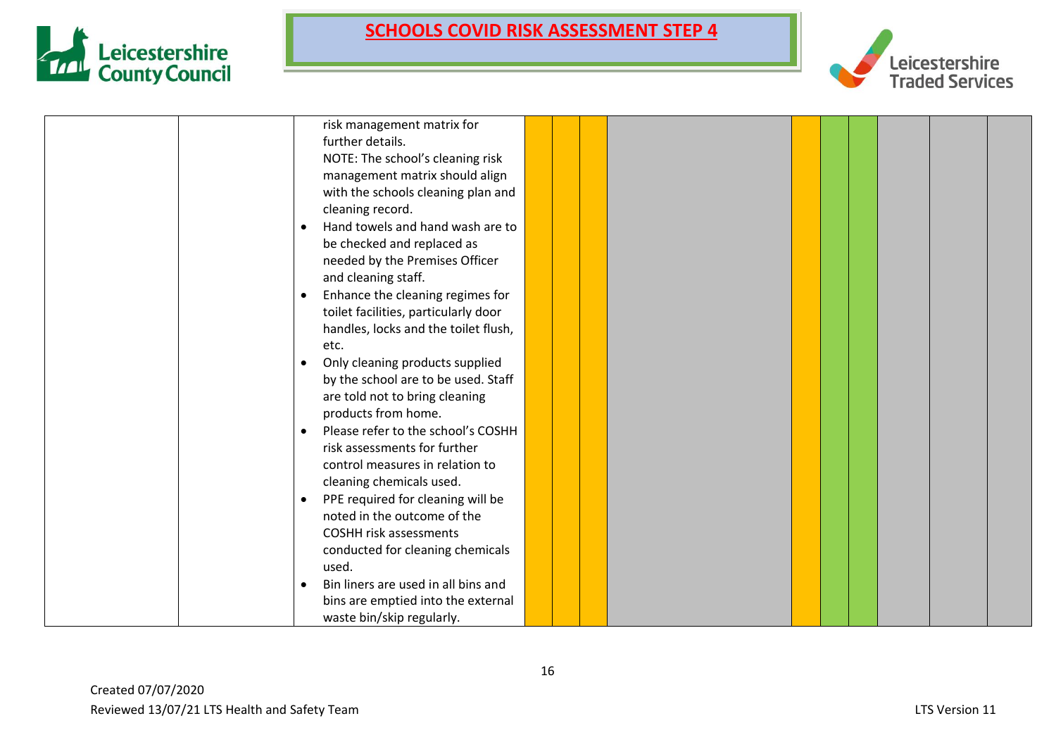| | | risk management matrix for further details.<br>NOTE: The school's cleaning risk management matrix should align with the schools cleaning plan and cleaning record.<br>• Hand towels and hand wash are to be checked and replaced as needed by the Premises Officer and cleaning staff.<br>• Enhance the cleaning regimes for toilet facilities, particularly door handles, locks and the toilet flush, etc.<br>• Only cleaning products supplied by the school are to be used. Staff are told not to bring cleaning products from home.<br>• Please refer to the school's COSHH risk assessments for further control measures in relation to cleaning chemicals used.<br>• PPE required for cleaning will be noted in the outcome of the COSHH risk assessments conducted for cleaning chemicals used.<br>• Bin liners are used in all bins and bins are emptied into the external waste bin/skip regularly. | | | | | | | | | | |
|---|---|---|---|---|---|---|---|---|---|---|---|---|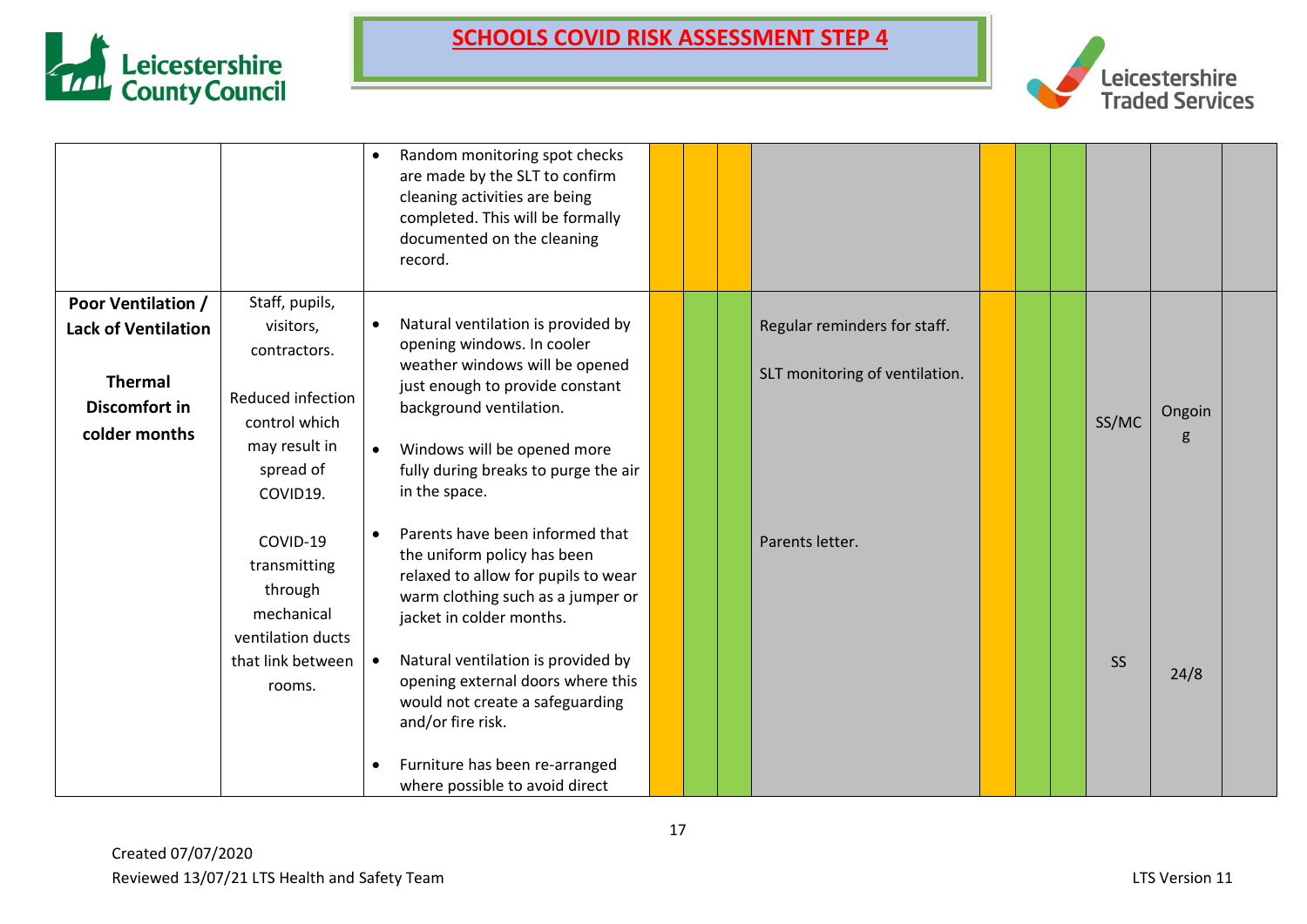# SCHOOLS COVID RISK ASSESSMENT STEP 4

| | | | | | | | | | | | | |
|---|---|---|---|---|---|---|---|---|---|---|---|---|
| | | • Random monitoring spot checks are made by the SLT to confirm cleaning activities are being completed. This will be formally documented on the cleaning record. | | | | | | | | | | |
| **Poor Ventilation / Lack of Ventilation**<br><br>**Thermal Discomfort in colder months** | Staff, pupils, visitors, contractors.<br><br>Reduced infection control which may result in spread of COVID19.<br><br>COVID-19 transmitting through mechanical ventilation ducts that link between rooms. | • Natural ventilation is provided by opening windows. In cooler weather windows will be opened just enough to provide constant background ventilation.<br><br>• Windows will be opened more fully during breaks to purge the air in the space.<br><br>• Parents have been informed that the uniform policy has been relaxed to allow for pupils to wear warm clothing such as a jumper or jacket in colder months.<br><br>• Natural ventilation is provided by opening external doors where this would not create a safeguarding and/or fire risk.<br><br>• Furniture has been re-arranged where possible to avoid direct | | | | Regular reminders for staff.<br><br>SLT monitoring of ventilation.<br><br>Parents letter. | | | | SS/MC<br><br>SS | Ongoing<br><br>24/8 | |

Created 07/07/2020

Reviewed 13/07/21 LTS Health and Safety Team

LTS Version 11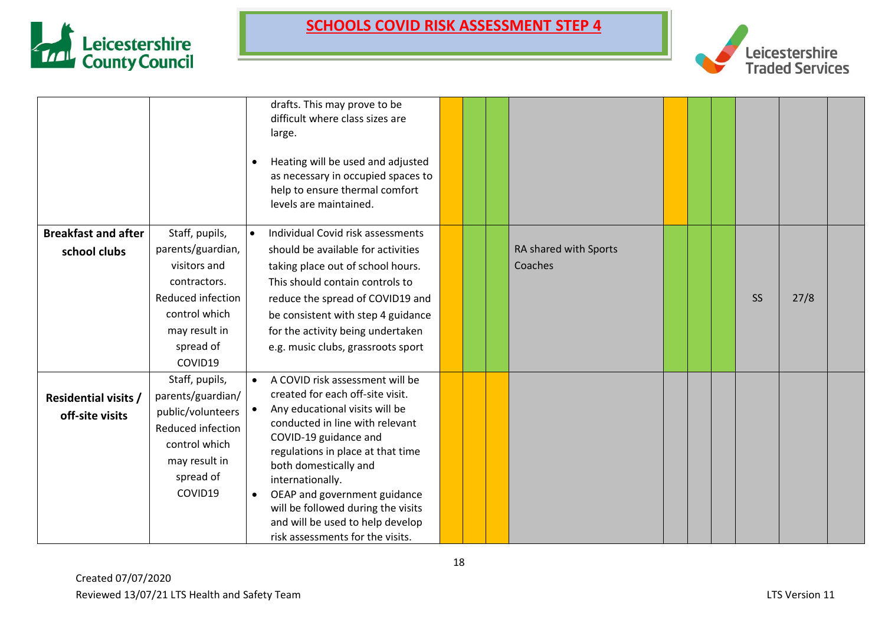# SCHOOLS COVID RISK ASSESSMENT STEP 4

| | | | | | | | | | | | | |
|---|---|---|---|---|---|---|---|---|---|---|---|---|
| | | drafts. This may prove to be difficult where class sizes are large.<br><br>• Heating will be used and adjusted as necessary in occupied spaces to help to ensure thermal comfort levels are maintained. | | | | | | | | | | |
| **Breakfast and after school clubs** | Staff, pupils, parents/guardian, visitors and contractors. Reduced infection control which may result in spread of COVID19 | • Individual Covid risk assessments should be available for activities taking place out of school hours. This should contain controls to reduce the spread of COVID19 and be consistent with step 4 guidance for the activity being undertaken e.g. music clubs, grassroots sport | | | | RA shared with Sports Coaches | | | | SS | 27/8 | |
| **Residential visits / off-site visits** | Staff, pupils, parents/guardian/ public/volunteers Reduced infection control which may result in spread of COVID19 | • A COVID risk assessment will be created for each off-site visit.<br>• Any educational visits will be conducted in line with relevant COVID-19 guidance and regulations in place at that time both domestically and internationally.<br>• OEAP and government guidance will be followed during the visits and will be used to help develop risk assessments for the visits. | | | | | | | | | | |

Created 07/07/2020
Reviewed 13/07/21 LTS Health and Safety Team

LTS Version 11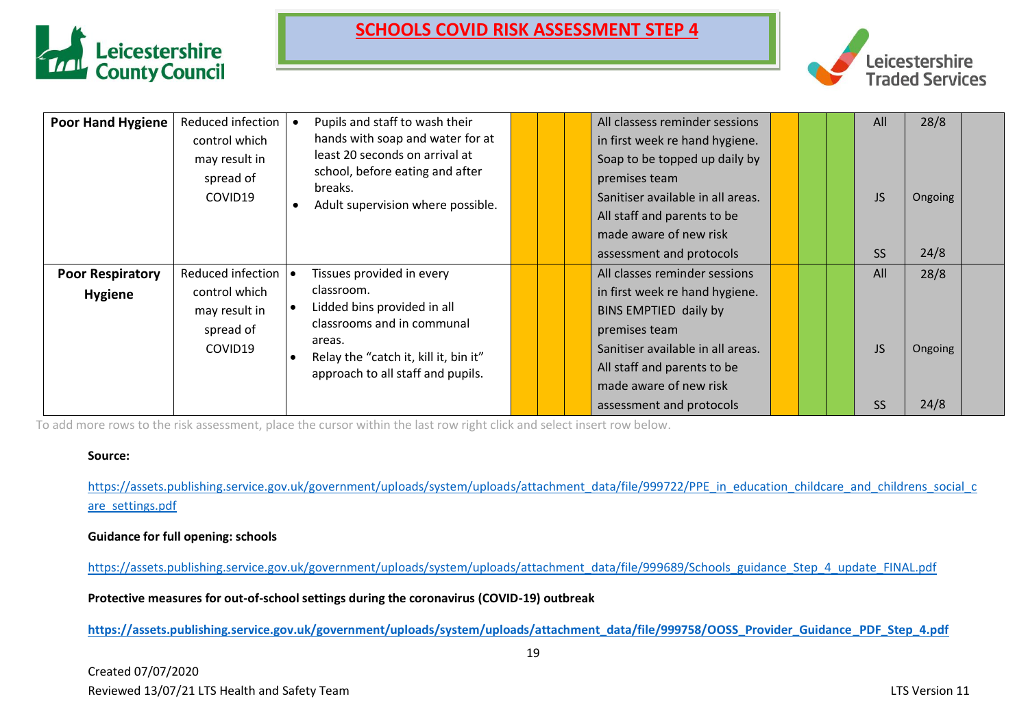# SCHOOLS COVID RISK ASSESSMENT STEP 4

| | | | | | | | | | | | | |
|---|---|---|---|---|---|---|---|---|---|---|---|---|
| **Poor Hand Hygiene** | Reduced infection control which may result in spread of COVID19 | • Pupils and staff to wash their hands with soap and water for at least 20 seconds on arrival at school, before eating and after breaks.<br>• Adult supervision where possible. | | | | All classess reminder sessions in first week re hand hygiene.<br>Soap to be topped up daily by premises team<br>Sanitiser available in all areas.<br>All staff and parents to be made aware of new risk assessment and protocols | | | | All<br><br>JS<br><br>SS | 28/8<br><br>Ongoing<br><br>24/8 | |
| **Poor Respiratory Hygiene** | Reduced infection control which may result in spread of COVID19 | • Tissues provided in every classroom.<br>• Lidded bins provided in all classrooms and in communal areas.<br>• Relay the "catch it, kill it, bin it" approach to all staff and pupils. | | | | All classes reminder sessions in first week re hand hygiene.<br>BINS EMPTIED daily by premises team<br>Sanitiser available in all areas.<br>All staff and parents to be made aware of new risk assessment and protocols | | | | All<br><br>JS<br><br>SS | 28/8<br><br>Ongoing<br><br>24/8 | |

To add more rows to the risk assessment, place the cursor within the last row right click and select insert row below.

**Source:**

https://assets.publishing.service.gov.uk/government/uploads/system/uploads/attachment_data/file/999722/PPE_in_education_childcare_and_childrens_social_care_settings.pdf

**Guidance for full opening: schools**

https://assets.publishing.service.gov.uk/government/uploads/system/uploads/attachment_data/file/999689/Schools_guidance_Step_4_update_FINAL.pdf

**Protective measures for out-of-school settings during the coronavirus (COVID-19) outbreak**

**https://assets.publishing.service.gov.uk/government/uploads/system/uploads/attachment_data/file/999758/OOSS_Provider_Guidance_PDF_Step_4.pdf**

Created 07/07/2020

Reviewed 13/07/21 LTS Health and Safety Team

LTS Version 11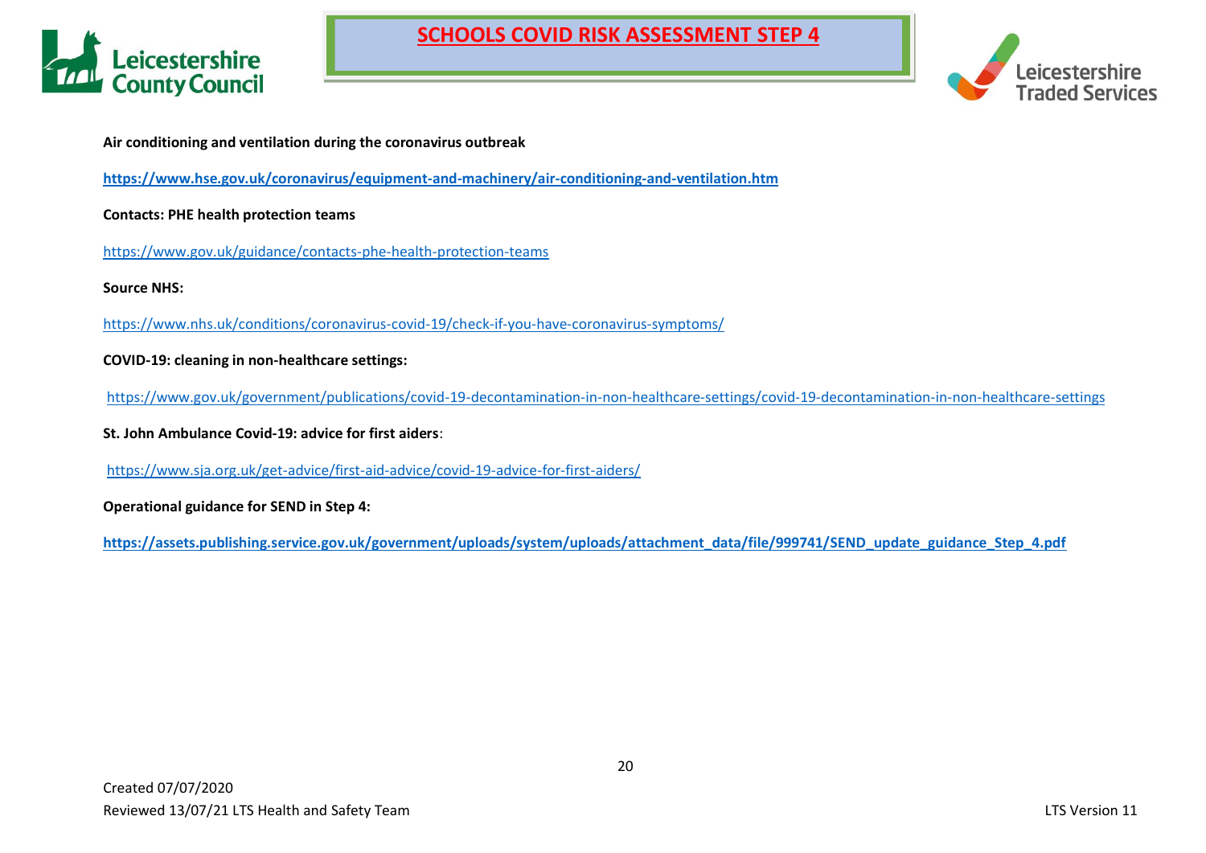**Air conditioning and ventilation during the coronavirus outbreak**

**https://www.hse.gov.uk/coronavirus/equipment-and-machinery/air-conditioning-and-ventilation.htm**

**Contacts: PHE health protection teams**

https://www.gov.uk/guidance/contacts-phe-health-protection-teams

**Source NHS:**

https://www.nhs.uk/conditions/coronavirus-covid-19/check-if-you-have-coronavirus-symptoms/

**COVID-19: cleaning in non-healthcare settings:**

https://www.gov.uk/government/publications/covid-19-decontamination-in-non-healthcare-settings/covid-19-decontamination-in-non-healthcare-settings

**St. John Ambulance Covid-19: advice for first aiders**:

https://www.sja.org.uk/get-advice/first-aid-advice/covid-19-advice-for-first-aiders/

**Operational guidance for SEND in Step 4:**

**https://assets.publishing.service.gov.uk/government/uploads/system/uploads/attachment_data/file/999741/SEND_update_guidance_Step_4.pdf**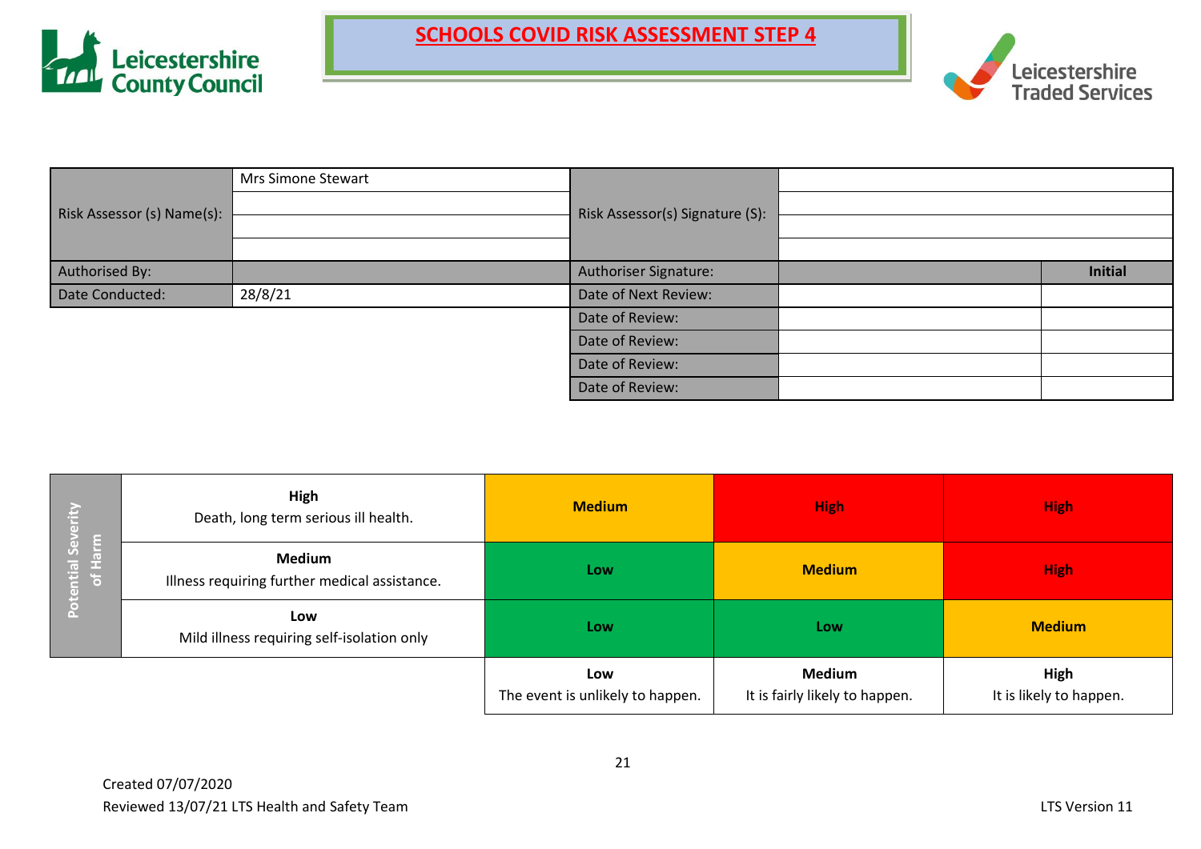# SCHOOLS COVID RISK ASSESSMENT STEP 4

| Risk Assessor (s) Name(s): | Mrs Simone Stewart | Risk Assessor(s) Signature (S): | | |
|---|---|---|---|---|
| | | | | |
| | | | | |
| | | | | |
| Authorised By: | | Authoriser Signature: | | **Initial** |
| Date Conducted: | 28/8/21 | Date of Next Review: | | |
| | | Date of Review: | | |
| | | Date of Review: | | |
| | | Date of Review: | | |
| | | Date of Review: | | |

| Potential Severity of Harm | | | | |
|---|---|---|---|---|
| | **High**<br>Death, long term serious ill health. | **Medium** | **High** | **High** |
| | **Medium**<br>Illness requiring further medical assistance. | **Low** | **Medium** | **High** |
| | **Low**<br>Mild illness requiring self-isolation only | **Low** | **Low** | **Medium** |
| | | **Low**<br>The event is unlikely to happen. | **Medium**<br>It is fairly likely to happen. | **High**<br>It is likely to happen. |

Created 07/07/2020
Reviewed 13/07/21 LTS Health and Safety Team

LTS Version 11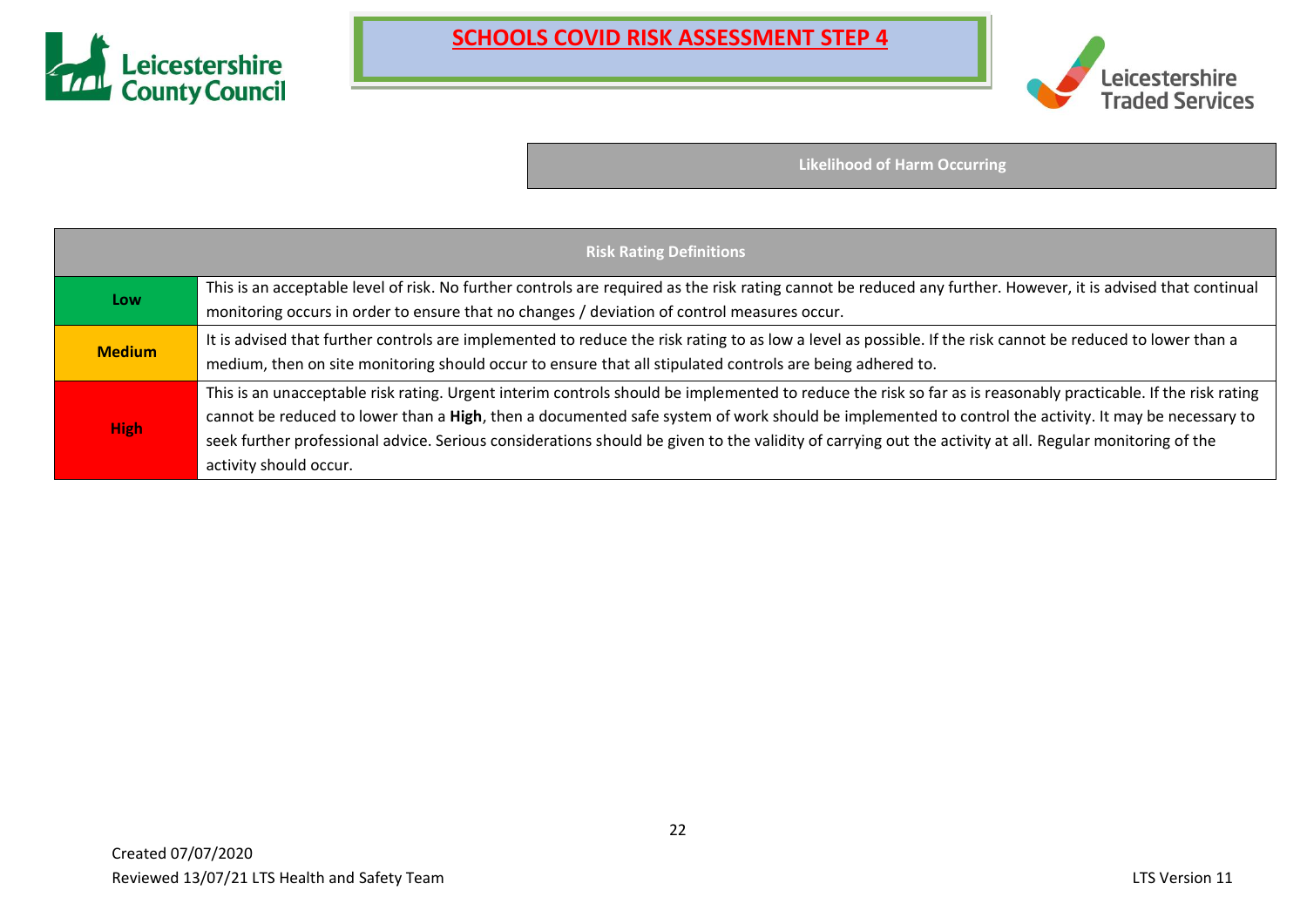# SCHOOLS COVID RISK ASSESSMENT STEP 4

Likelihood of Harm Occurring

| Risk Rating Definitions | |
|---|---|
| **Low** | This is an acceptable level of risk. No further controls are required as the risk rating cannot be reduced any further. However, it is advised that continual monitoring occurs in order to ensure that no changes / deviation of control measures occur. |
| **Medium** | It is advised that further controls are implemented to reduce the risk rating to as low a level as possible. If the risk cannot be reduced to lower than a medium, then on site monitoring should occur to ensure that all stipulated controls are being adhered to. |
| **High** | This is an unacceptable risk rating. Urgent interim controls should be implemented to reduce the risk so far as is reasonably practicable. If the risk rating cannot be reduced to lower than a **High**, then a documented safe system of work should be implemented to control the activity. It may be necessary to seek further professional advice. Serious considerations should be given to the validity of carrying out the activity at all. Regular monitoring of the activity should occur. |

Created 07/07/2020
Reviewed 13/07/21 LTS Health and Safety Team

LTS Version 11